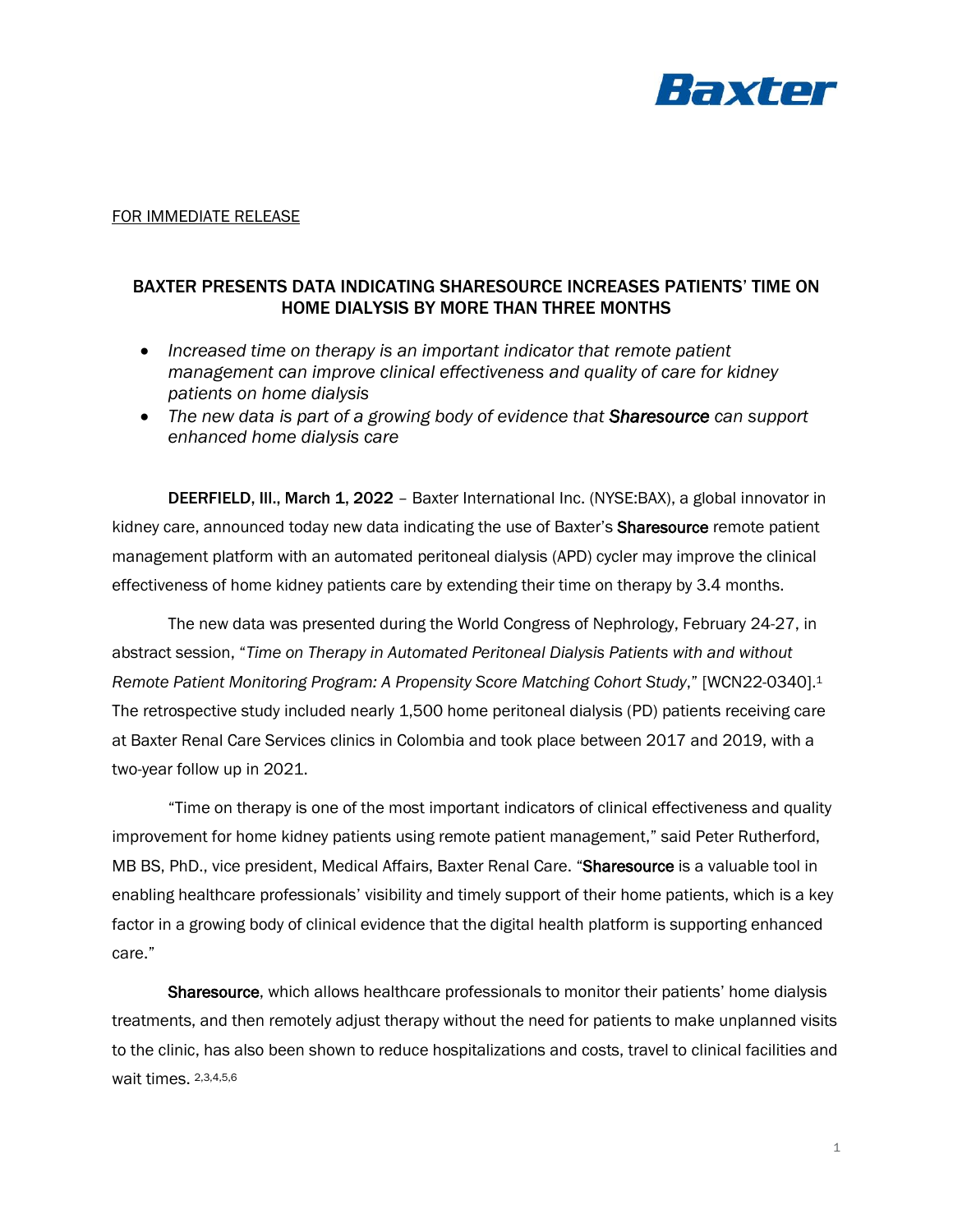FOR IMMEDIATE RELEASE

# BAXTER PRESENTS DATA INDICATING SHARESOURCE INCREASES PATIENTS' TIME ON HOME DIALYSIS BY MORE THAN THREE MONTHS

- *Increased time on therapy is an important indicator that remote patient management can improve clinical effectiveness and quality of care for kidney patients on home dialysis*
- *The new data is part of a growing body of evidence that **Sharesource** can support enhanced home dialysis care*

**DEERFIELD, Ill., March 1, 2022** – Baxter International Inc. (NYSE:BAX), a global innovator in kidney care, announced today new data indicating the use of Baxter's **Sharesource** remote patient management platform with an automated peritoneal dialysis (APD) cycler may improve the clinical effectiveness of home kidney patients care by extending their time on therapy by 3.4 months.

The new data was presented during the World Congress of Nephrology, February 24-27, in abstract session, "*Time on Therapy in Automated Peritoneal Dialysis Patients with and without Remote Patient Monitoring Program: A Propensity Score Matching Cohort Study*," [WCN22-0340].[1] The retrospective study included nearly 1,500 home peritoneal dialysis (PD) patients receiving care at Baxter Renal Care Services clinics in Colombia and took place between 2017 and 2019, with a two-year follow up in 2021.

"Time on therapy is one of the most important indicators of clinical effectiveness and quality improvement for home kidney patients using remote patient management," said Peter Rutherford, MB BS, PhD., vice president, Medical Affairs, Baxter Renal Care. "**Sharesource** is a valuable tool in enabling healthcare professionals' visibility and timely support of their home patients, which is a key factor in a growing body of clinical evidence that the digital health platform is supporting enhanced care."

**Sharesource**, which allows healthcare professionals to monitor their patients' home dialysis treatments, and then remotely adjust therapy without the need for patients to make unplanned visits to the clinic, has also been shown to reduce hospitalizations and costs, travel to clinical facilities and wait times. [2,3,4,5,6]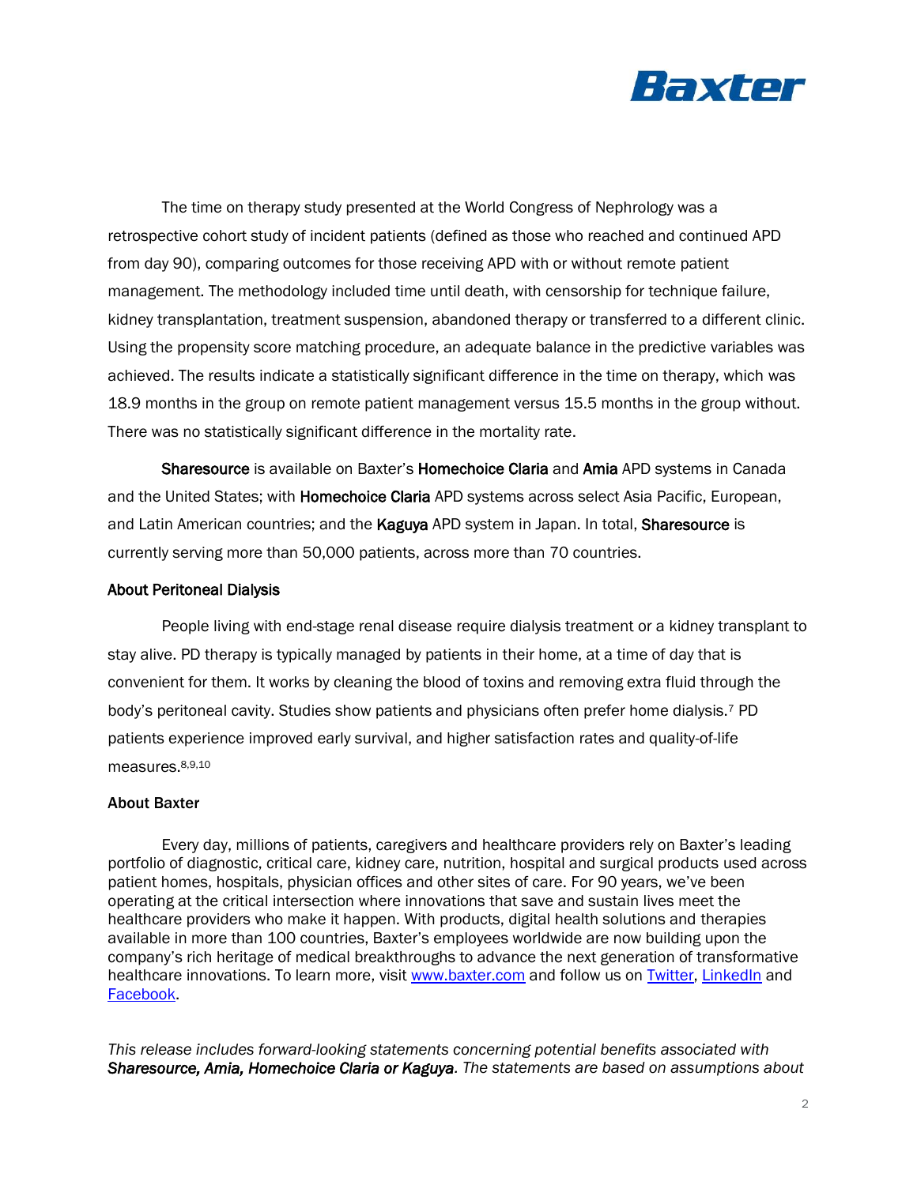The time on therapy study presented at the World Congress of Nephrology was a retrospective cohort study of incident patients (defined as those who reached and continued APD from day 90), comparing outcomes for those receiving APD with or without remote patient management. The methodology included time until death, with censorship for technique failure, kidney transplantation, treatment suspension, abandoned therapy or transferred to a different clinic. Using the propensity score matching procedure, an adequate balance in the predictive variables was achieved. The results indicate a statistically significant difference in the time on therapy, which was 18.9 months in the group on remote patient management versus 15.5 months in the group without. There was no statistically significant difference in the mortality rate.

**Sharesource** is available on Baxter's **Homechoice Claria** and **Amia** APD systems in Canada and the United States; with **Homechoice Claria** APD systems across select Asia Pacific, European, and Latin American countries; and the **Kaguya** APD system in Japan. In total, **Sharesource** is currently serving more than 50,000 patients, across more than 70 countries.

**About Peritoneal Dialysis**

People living with end-stage renal disease require dialysis treatment or a kidney transplant to stay alive. PD therapy is typically managed by patients in their home, at a time of day that is convenient for them. It works by cleaning the blood of toxins and removing extra fluid through the body's peritoneal cavity. Studies show patients and physicians often prefer home dialysis.[7] PD patients experience improved early survival, and higher satisfaction rates and quality-of-life measures.[8,9,10]

**About Baxter**

Every day, millions of patients, caregivers and healthcare providers rely on Baxter's leading portfolio of diagnostic, critical care, kidney care, nutrition, hospital and surgical products used across patient homes, hospitals, physician offices and other sites of care. For 90 years, we've been operating at the critical intersection where innovations that save and sustain lives meet the healthcare providers who make it happen. With products, digital health solutions and therapies available in more than 100 countries, Baxter's employees worldwide are now building upon the company's rich heritage of medical breakthroughs to advance the next generation of transformative healthcare innovations. To learn more, visit [www.baxter.com](www.baxter.com) and follow us on [Twitter](), [LinkedIn]() and [Facebook]().

*This release includes forward-looking statements concerning potential benefits associated with* ***Sharesource, Amia, Homechoice Claria or Kaguya****. The statements are based on assumptions about*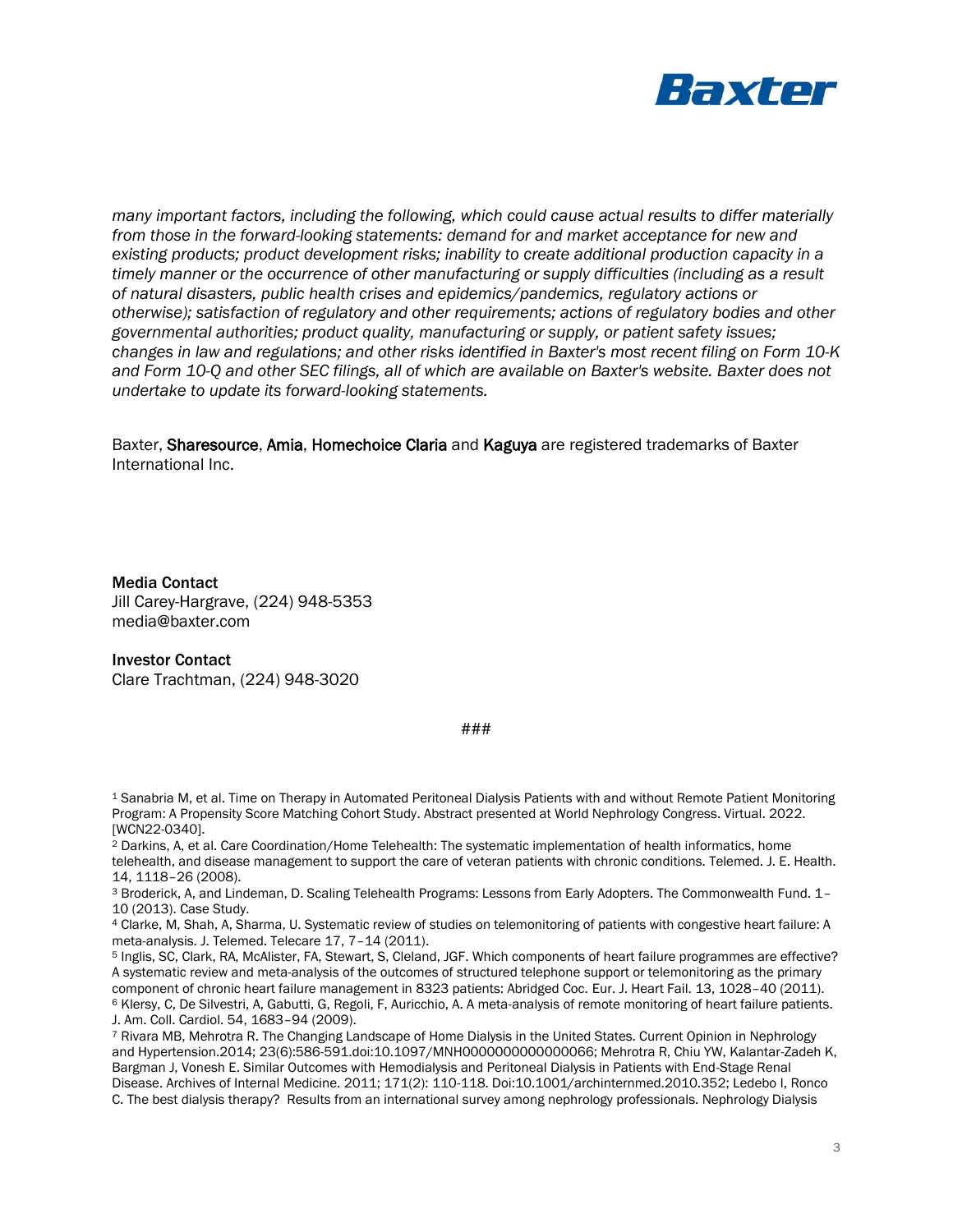*many important factors, including the following, which could cause actual results to differ materially from those in the forward-looking statements: demand for and market acceptance for new and existing products; product development risks; inability to create additional production capacity in a timely manner or the occurrence of other manufacturing or supply difficulties (including as a result of natural disasters, public health crises and epidemics/pandemics, regulatory actions or otherwise); satisfaction of regulatory and other requirements; actions of regulatory bodies and other governmental authorities; product quality, manufacturing or supply, or patient safety issues; changes in law and regulations; and other risks identified in Baxter's most recent filing on Form 10-K and Form 10-Q and other SEC filings, all of which are available on Baxter's website. Baxter does not undertake to update its forward-looking statements.*

Baxter, **Sharesource**, **Amia**, **Homechoice Claria** and **Kaguya** are registered trademarks of Baxter International Inc.

**Media Contact**
Jill Carey-Hargrave, (224) 948-5353
media@baxter.com

**Investor Contact**
Clare Trachtman, (224) 948-3020

###

[1] Sanabria M, et al. Time on Therapy in Automated Peritoneal Dialysis Patients with and without Remote Patient Monitoring Program: A Propensity Score Matching Cohort Study. Abstract presented at World Nephrology Congress. Virtual. 2022. [WCN22-0340].
[2] Darkins, A, et al. Care Coordination/Home Telehealth: The systematic implementation of health informatics, home telehealth, and disease management to support the care of veteran patients with chronic conditions. Telemed. J. E. Health. 14, 1118–26 (2008).
[3] Broderick, A, and Lindeman, D. Scaling Telehealth Programs: Lessons from Early Adopters. The Commonwealth Fund. 1–10 (2013). Case Study.
[4] Clarke, M, Shah, A, Sharma, U. Systematic review of studies on telemonitoring of patients with congestive heart failure: A meta-analysis. J. Telemed. Telecare 17, 7–14 (2011).
[5] Inglis, SC, Clark, RA, McAlister, FA, Stewart, S, Cleland, JGF. Which components of heart failure programmes are effective? A systematic review and meta-analysis of the outcomes of structured telephone support or telemonitoring as the primary component of chronic heart failure management in 8323 patients: Abridged Coc. Eur. J. Heart Fail. 13, 1028–40 (2011).
[6] Klersy, C, De Silvestri, A, Gabutti, G, Regoli, F, Auricchio, A. A meta-analysis of remote monitoring of heart failure patients. J. Am. Coll. Cardiol. 54, 1683–94 (2009).
[7] Rivara MB, Mehrotra R. The Changing Landscape of Home Dialysis in the United States. Current Opinion in Nephrology and Hypertension.2014; 23(6):586-591.doi:10.1097/MNH0000000000000066; Mehrotra R, Chiu YW, Kalantar-Zadeh K, Bargman J, Vonesh E. Similar Outcomes with Hemodialysis and Peritoneal Dialysis in Patients with End-Stage Renal Disease. Archives of Internal Medicine. 2011; 171(2): 110-118. Doi:10.1001/archinternmed.2010.352; Ledebo I, Ronco C. The best dialysis therapy? Results from an international survey among nephrology professionals. Nephrology Dialysis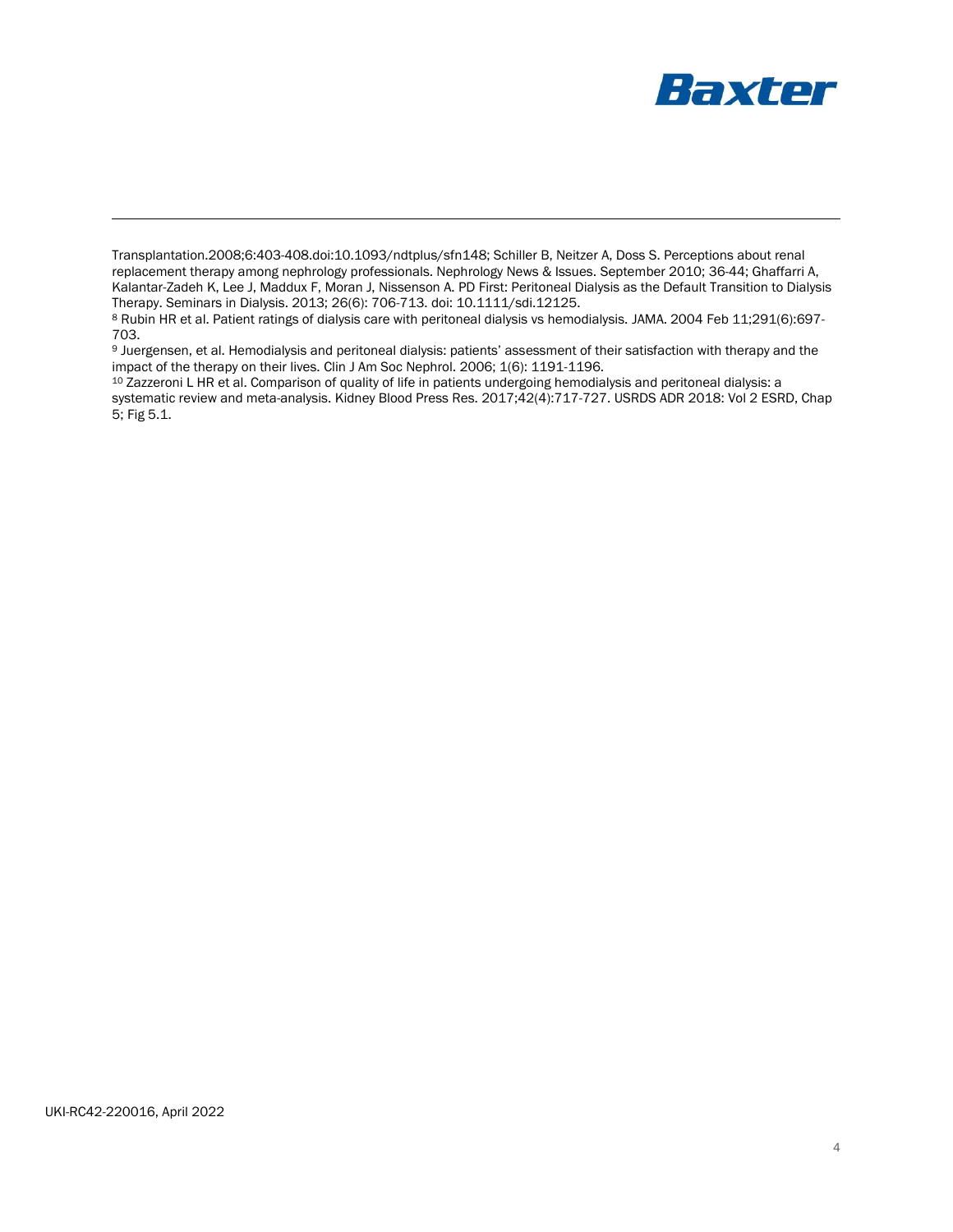Transplantation.2008;6:403-408.doi:10.1093/ndtplus/sfn148; Schiller B, Neitzer A, Doss S. Perceptions about renal replacement therapy among nephrology professionals. Nephrology News & Issues. September 2010; 36-44; Ghaffarri A, Kalantar-Zadeh K, Lee J, Maddux F, Moran J, Nissenson A. PD First: Peritoneal Dialysis as the Default Transition to Dialysis Therapy. Seminars in Dialysis. 2013; 26(6): 706-713. doi: 10.1111/sdi.12125.

[8] Rubin HR et al. Patient ratings of dialysis care with peritoneal dialysis vs hemodialysis. JAMA. 2004 Feb 11;291(6):697-703.

[9] Juergensen, et al. Hemodialysis and peritoneal dialysis: patients' assessment of their satisfaction with therapy and the impact of the therapy on their lives. Clin J Am Soc Nephrol. 2006; 1(6): 1191-1196.

[10] Zazzeroni L HR et al. Comparison of quality of life in patients undergoing hemodialysis and peritoneal dialysis: a systematic review and meta-analysis. Kidney Blood Press Res. 2017;42(4):717-727. USRDS ADR 2018: Vol 2 ESRD, Chap 5; Fig 5.1.

UKI-RC42-220016, April 2022